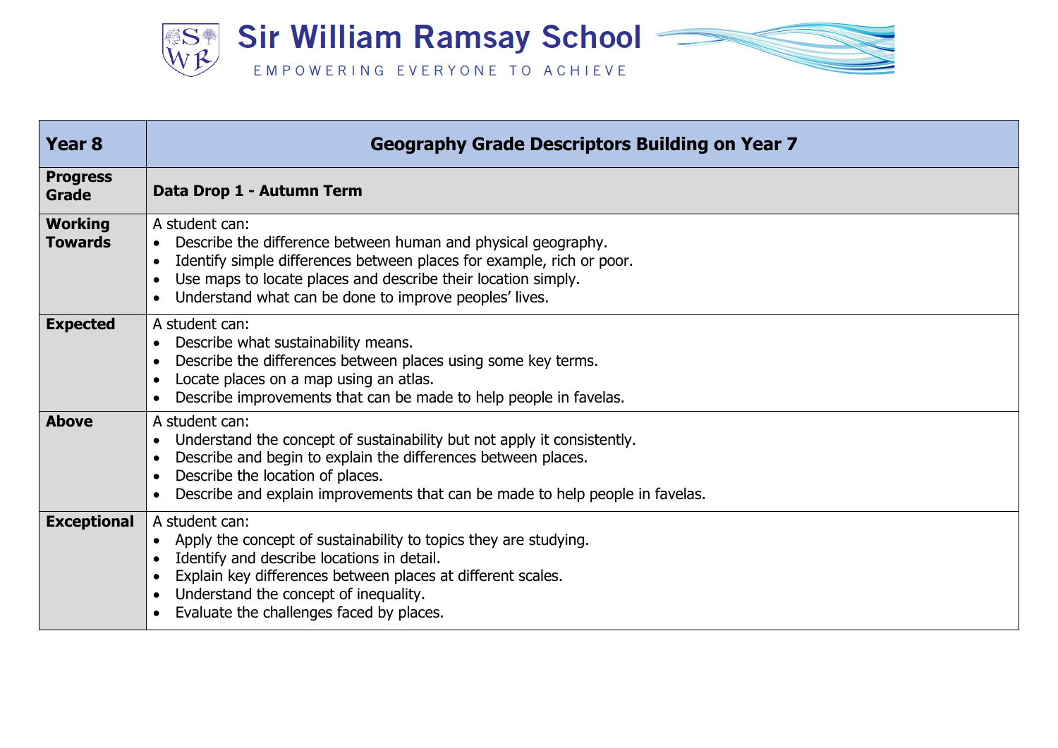# Sir William Ramsay School

EMPOWERING EVERYONE TO ACHIEVE

| Year 8 | Geography Grade Descriptors Building on Year 7 |
|---|---|
| **Progress Grade** | **Data Drop 1 - Autumn Term** |
| **Working Towards** | A student can:<br>• Describe the difference between human and physical geography.<br>• Identify simple differences between places for example, rich or poor.<br>• Use maps to locate places and describe their location simply.<br>• Understand what can be done to improve peoples' lives. |
| **Expected** | A student can:<br>• Describe what sustainability means.<br>• Describe the differences between places using some key terms.<br>• Locate places on a map using an atlas.<br>• Describe improvements that can be made to help people in favelas. |
| **Above** | A student can:<br>• Understand the concept of sustainability but not apply it consistently.<br>• Describe and begin to explain the differences between places.<br>• Describe the location of places.<br>• Describe and explain improvements that can be made to help people in favelas. |
| **Exceptional** | A student can:<br>• Apply the concept of sustainability to topics they are studying.<br>• Identify and describe locations in detail.<br>• Explain key differences between places at different scales.<br>• Understand the concept of inequality.<br>• Evaluate the challenges faced by places. |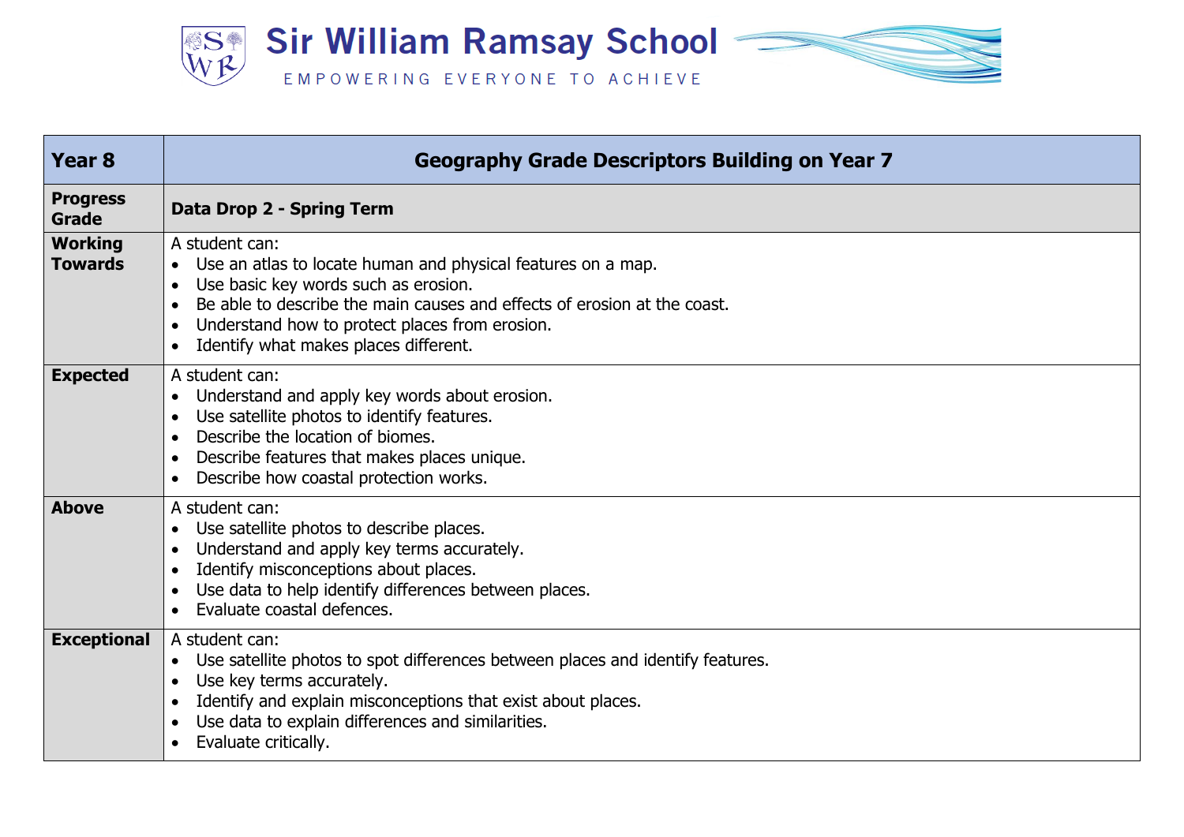# Sir William Ramsay School

EMPOWERING EVERYONE TO ACHIEVE

| Year 8 | Geography Grade Descriptors Building on Year 7 |
|---|---|
| **Progress Grade** | **Data Drop 2 - Spring Term** |
| **Working Towards** | A student can:<br>• Use an atlas to locate human and physical features on a map.<br>• Use basic key words such as erosion.<br>• Be able to describe the main causes and effects of erosion at the coast.<br>• Understand how to protect places from erosion.<br>• Identify what makes places different. |
| **Expected** | A student can:<br>• Understand and apply key words about erosion.<br>• Use satellite photos to identify features.<br>• Describe the location of biomes.<br>• Describe features that makes places unique.<br>• Describe how coastal protection works. |
| **Above** | A student can:<br>• Use satellite photos to describe places.<br>• Understand and apply key terms accurately.<br>• Identify misconceptions about places.<br>• Use data to help identify differences between places.<br>• Evaluate coastal defences. |
| **Exceptional** | A student can:<br>• Use satellite photos to spot differences between places and identify features.<br>• Use key terms accurately.<br>• Identify and explain misconceptions that exist about places.<br>• Use data to explain differences and similarities.<br>• Evaluate critically. |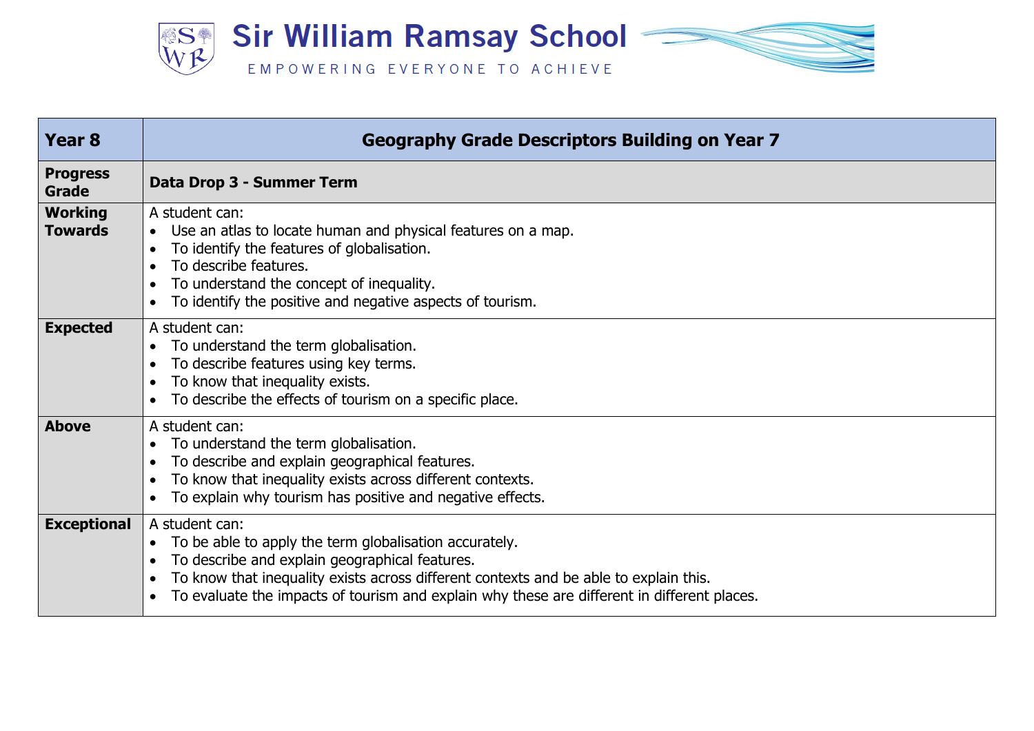# Sir William Ramsay School

EMPOWERING EVERYONE TO ACHIEVE

| Year 8 | Geography Grade Descriptors Building on Year 7 |
|---|---|
| **Progress Grade** | **Data Drop 3 - Summer Term** |
| **Working Towards** | A student can:<br>• Use an atlas to locate human and physical features on a map.<br>• To identify the features of globalisation.<br>• To describe features.<br>• To understand the concept of inequality.<br>• To identify the positive and negative aspects of tourism. |
| **Expected** | A student can:<br>• To understand the term globalisation.<br>• To describe features using key terms.<br>• To know that inequality exists.<br>• To describe the effects of tourism on a specific place. |
| **Above** | A student can:<br>• To understand the term globalisation.<br>• To describe and explain geographical features.<br>• To know that inequality exists across different contexts.<br>• To explain why tourism has positive and negative effects. |
| **Exceptional** | A student can:<br>• To be able to apply the term globalisation accurately.<br>• To describe and explain geographical features.<br>• To know that inequality exists across different contexts and be able to explain this.<br>• To evaluate the impacts of tourism and explain why these are different in different places. |